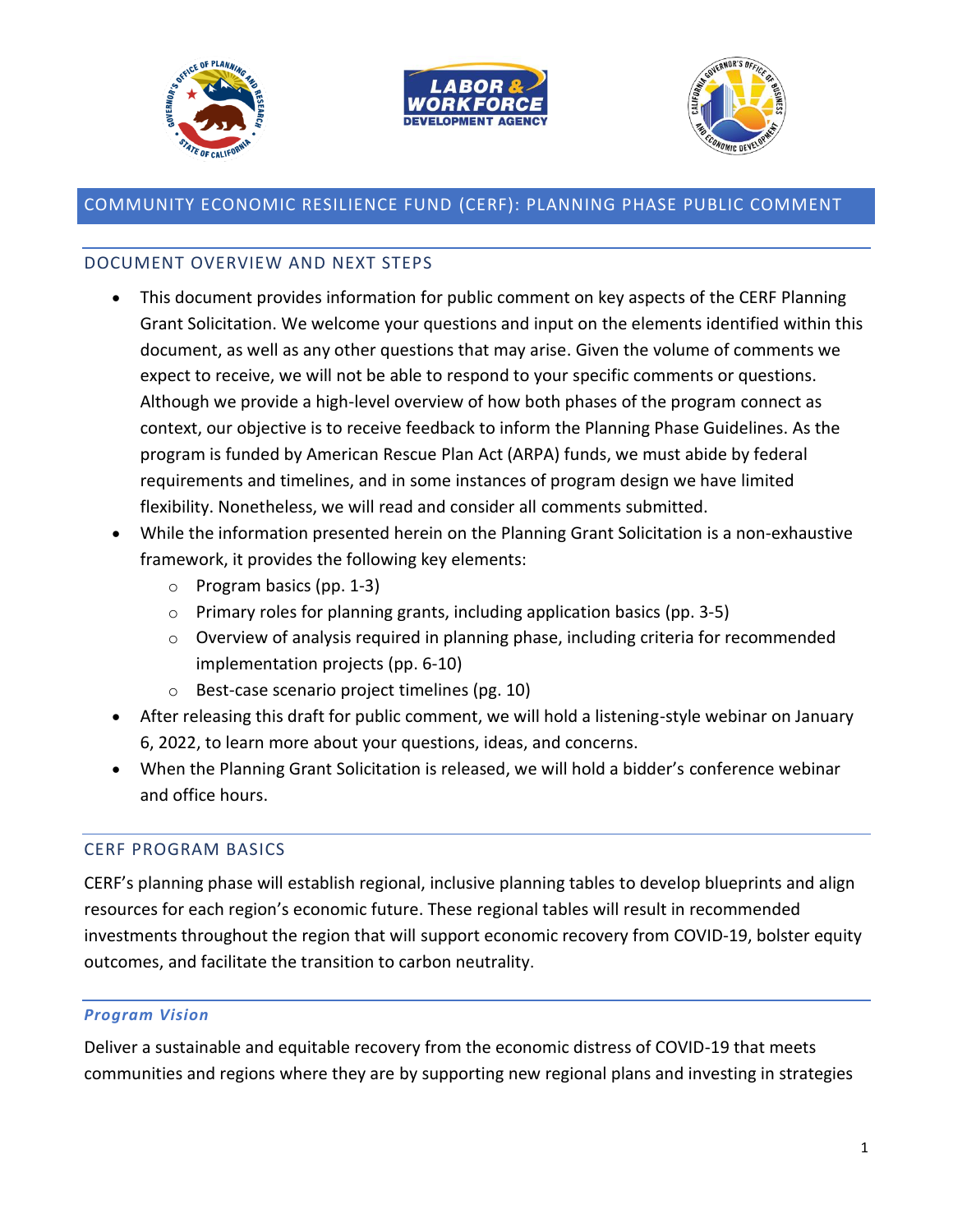# COMMUNITY ECONOMIC RESILIENCE FUND (CERF): PLANNING PHASE PUBLIC COMMENT

## DOCUMENT OVERVIEW AND NEXT STEPS

- This document provides information for public comment on key aspects of the CERF Planning Grant Solicitation. We welcome your questions and input on the elements identified within this document, as well as any other questions that may arise. Given the volume of comments we expect to receive, we will not be able to respond to your specific comments or questions. Although we provide a high-level overview of how both phases of the program connect as context, our objective is to receive feedback to inform the Planning Phase Guidelines. As the program is funded by American Rescue Plan Act (ARPA) funds, we must abide by federal requirements and timelines, and in some instances of program design we have limited flexibility. Nonetheless, we will read and consider all comments submitted.
- While the information presented herein on the Planning Grant Solicitation is a non-exhaustive framework, it provides the following key elements:
  - Program basics (pp. 1-3)
  - Primary roles for planning grants, including application basics (pp. 3-5)
  - Overview of analysis required in planning phase, including criteria for recommended implementation projects (pp. 6-10)
  - Best-case scenario project timelines (pg. 10)
- After releasing this draft for public comment, we will hold a listening-style webinar on January 6, 2022, to learn more about your questions, ideas, and concerns.
- When the Planning Grant Solicitation is released, we will hold a bidder's conference webinar and office hours.

## CERF PROGRAM BASICS

CERF's planning phase will establish regional, inclusive planning tables to develop blueprints and align resources for each region's economic future. These regional tables will result in recommended investments throughout the region that will support economic recovery from COVID-19, bolster equity outcomes, and facilitate the transition to carbon neutrality.

### *Program Vision*

Deliver a sustainable and equitable recovery from the economic distress of COVID-19 that meets communities and regions where they are by supporting new regional plans and investing in strategies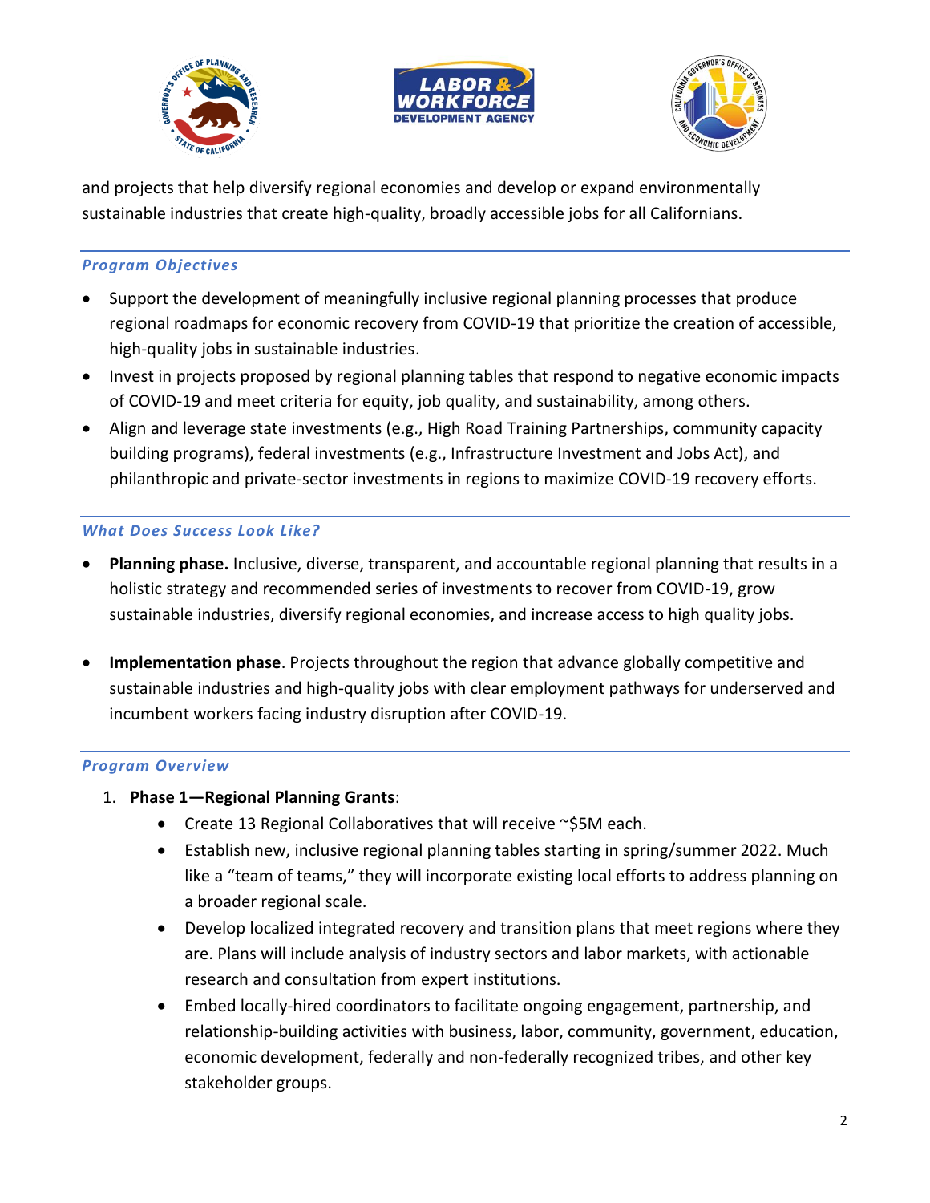and projects that help diversify regional economies and develop or expand environmentally sustainable industries that create high-quality, broadly accessible jobs for all Californians.

### *Program Objectives*

- Support the development of meaningfully inclusive regional planning processes that produce regional roadmaps for economic recovery from COVID-19 that prioritize the creation of accessible, high-quality jobs in sustainable industries.
- Invest in projects proposed by regional planning tables that respond to negative economic impacts of COVID-19 and meet criteria for equity, job quality, and sustainability, among others.
- Align and leverage state investments (e.g., High Road Training Partnerships, community capacity building programs), federal investments (e.g., Infrastructure Investment and Jobs Act), and philanthropic and private-sector investments in regions to maximize COVID-19 recovery efforts.

### *What Does Success Look Like?*

- **Planning phase.** Inclusive, diverse, transparent, and accountable regional planning that results in a holistic strategy and recommended series of investments to recover from COVID-19, grow sustainable industries, diversify regional economies, and increase access to high quality jobs.

- **Implementation phase**. Projects throughout the region that advance globally competitive and sustainable industries and high-quality jobs with clear employment pathways for underserved and incumbent workers facing industry disruption after COVID-19.

### *Program Overview*

1. **Phase 1—Regional Planning Grants**:
   - Create 13 Regional Collaboratives that will receive ~$5M each.
   - Establish new, inclusive regional planning tables starting in spring/summer 2022. Much like a "team of teams," they will incorporate existing local efforts to address planning on a broader regional scale.
   - Develop localized integrated recovery and transition plans that meet regions where they are. Plans will include analysis of industry sectors and labor markets, with actionable research and consultation from expert institutions.
   - Embed locally-hired coordinators to facilitate ongoing engagement, partnership, and relationship-building activities with business, labor, community, government, education, economic development, federally and non-federally recognized tribes, and other key stakeholder groups.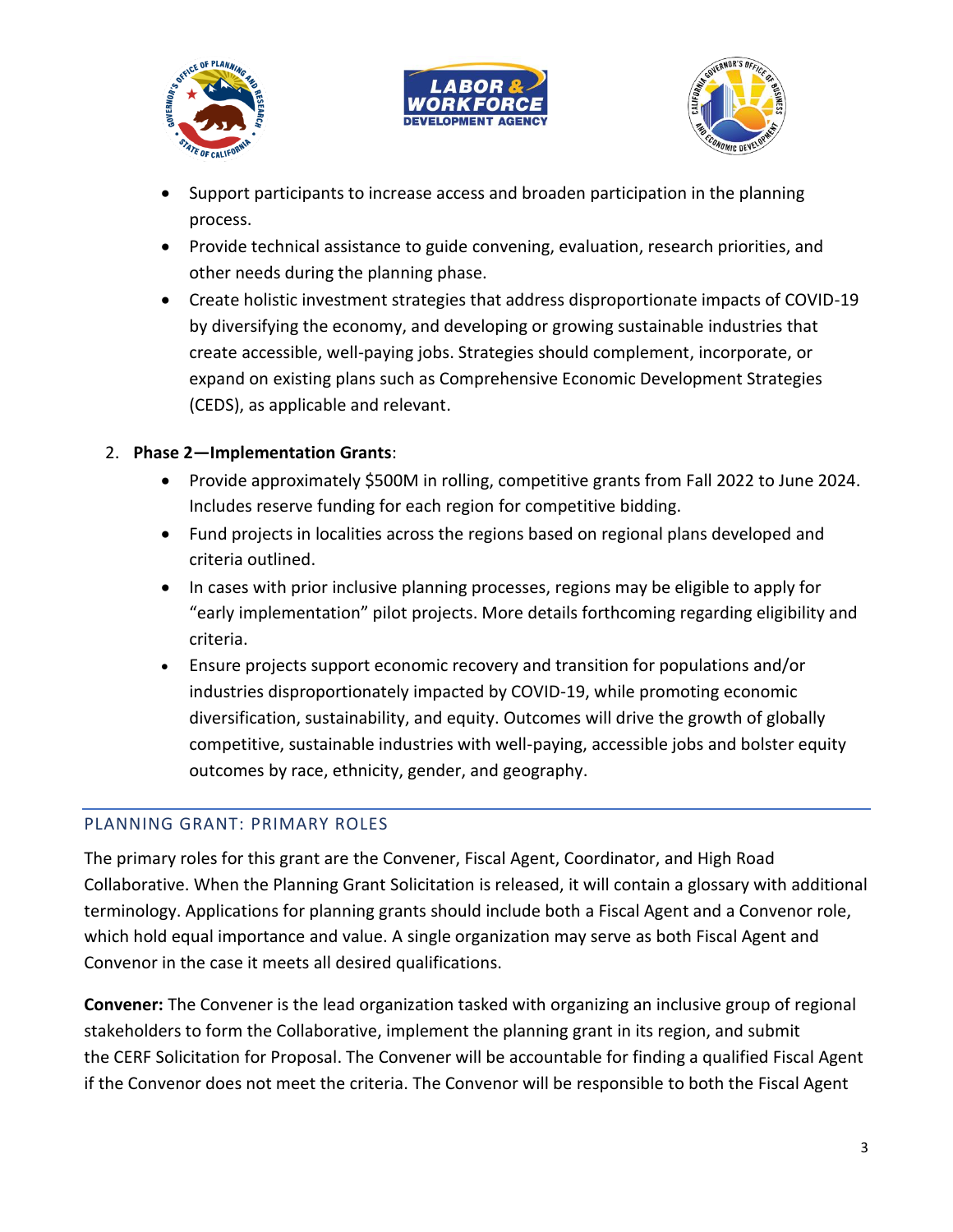- Support participants to increase access and broaden participation in the planning process.
- Provide technical assistance to guide convening, evaluation, research priorities, and other needs during the planning phase.
- Create holistic investment strategies that address disproportionate impacts of COVID-19 by diversifying the economy, and developing or growing sustainable industries that create accessible, well-paying jobs. Strategies should complement, incorporate, or expand on existing plans such as Comprehensive Economic Development Strategies (CEDS), as applicable and relevant.

2. **Phase 2—Implementation Grants**:
   - Provide approximately $500M in rolling, competitive grants from Fall 2022 to June 2024. Includes reserve funding for each region for competitive bidding.
   - Fund projects in localities across the regions based on regional plans developed and criteria outlined.
   - In cases with prior inclusive planning processes, regions may be eligible to apply for "early implementation" pilot projects. More details forthcoming regarding eligibility and criteria.
   - Ensure projects support economic recovery and transition for populations and/or industries disproportionately impacted by COVID-19, while promoting economic diversification, sustainability, and equity. Outcomes will drive the growth of globally competitive, sustainable industries with well-paying, accessible jobs and bolster equity outcomes by race, ethnicity, gender, and geography.

## PLANNING GRANT: PRIMARY ROLES

The primary roles for this grant are the Convener, Fiscal Agent, Coordinator, and High Road Collaborative. When the Planning Grant Solicitation is released, it will contain a glossary with additional terminology. Applications for planning grants should include both a Fiscal Agent and a Convenor role, which hold equal importance and value. A single organization may serve as both Fiscal Agent and Convenor in the case it meets all desired qualifications.

**Convener:** The Convener is the lead organization tasked with organizing an inclusive group of regional stakeholders to form the Collaborative, implement the planning grant in its region, and submit the CERF Solicitation for Proposal. The Convener will be accountable for finding a qualified Fiscal Agent if the Convenor does not meet the criteria. The Convenor will be responsible to both the Fiscal Agent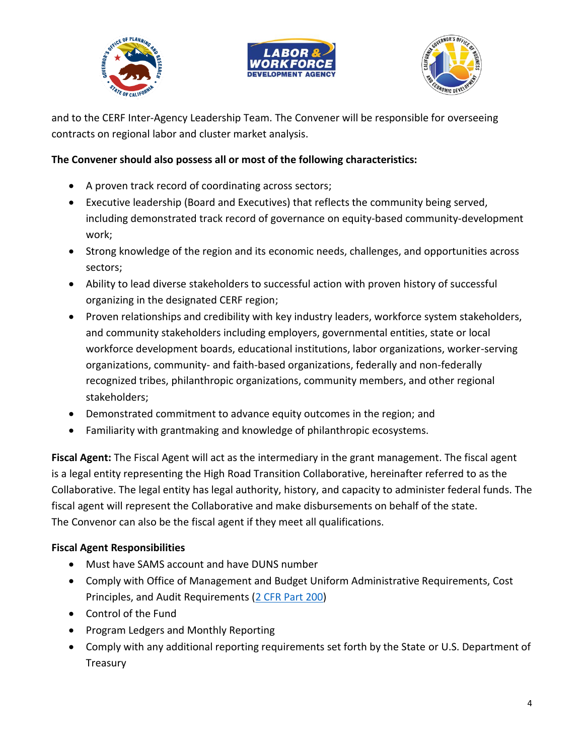and to the CERF Inter-Agency Leadership Team. The Convener will be responsible for overseeing contracts on regional labor and cluster market analysis.

**The Convener should also possess all or most of the following characteristics:**

- A proven track record of coordinating across sectors;
- Executive leadership (Board and Executives) that reflects the community being served, including demonstrated track record of governance on equity-based community-development work;
- Strong knowledge of the region and its economic needs, challenges, and opportunities across sectors;
- Ability to lead diverse stakeholders to successful action with proven history of successful organizing in the designated CERF region;
- Proven relationships and credibility with key industry leaders, workforce system stakeholders, and community stakeholders including employers, governmental entities, state or local workforce development boards, educational institutions, labor organizations, worker-serving organizations, community- and faith-based organizations, federally and non-federally recognized tribes, philanthropic organizations, community members, and other regional stakeholders;
- Demonstrated commitment to advance equity outcomes in the region; and
- Familiarity with grantmaking and knowledge of philanthropic ecosystems.

**Fiscal Agent:** The Fiscal Agent will act as the intermediary in the grant management. The fiscal agent is a legal entity representing the High Road Transition Collaborative, hereinafter referred to as the Collaborative. The legal entity has legal authority, history, and capacity to administer federal funds. The fiscal agent will represent the Collaborative and make disbursements on behalf of the state. The Convenor can also be the fiscal agent if they meet all qualifications.

**Fiscal Agent Responsibilities**

- Must have SAMS account and have DUNS number
- Comply with Office of Management and Budget Uniform Administrative Requirements, Cost Principles, and Audit Requirements (2 CFR Part 200)
- Control of the Fund
- Program Ledgers and Monthly Reporting
- Comply with any additional reporting requirements set forth by the State or U.S. Department of Treasury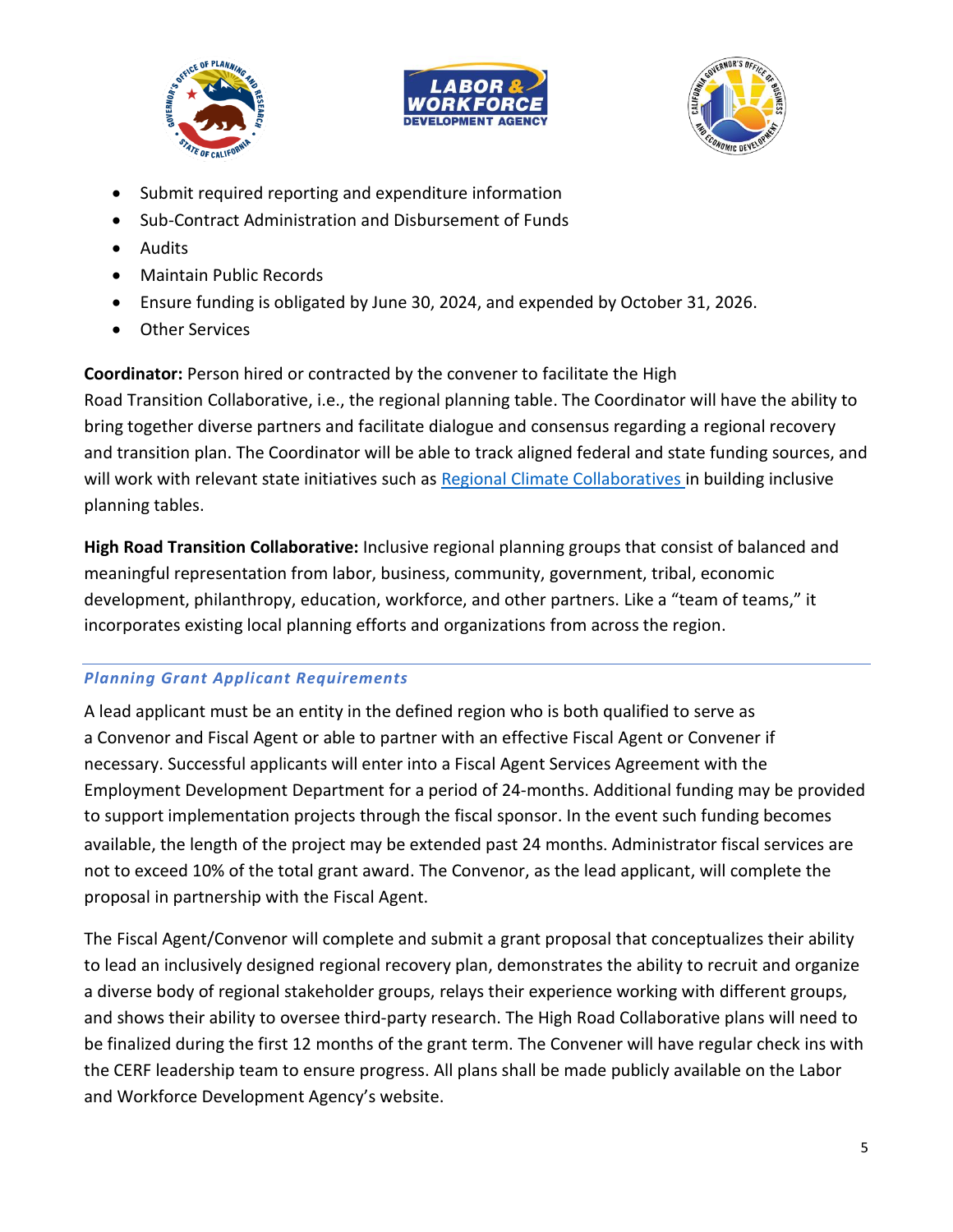- Submit required reporting and expenditure information
- Sub-Contract Administration and Disbursement of Funds
- Audits
- Maintain Public Records
- Ensure funding is obligated by June 30, 2024, and expended by October 31, 2026.
- Other Services

**Coordinator:** Person hired or contracted by the convener to facilitate the High Road Transition Collaborative, i.e., the regional planning table. The Coordinator will have the ability to bring together diverse partners and facilitate dialogue and consensus regarding a regional recovery and transition plan. The Coordinator will be able to track aligned federal and state funding sources, and will work with relevant state initiatives such as [Regional Climate Collaboratives](Regional Climate Collaboratives) in building inclusive planning tables.

**High Road Transition Collaborative:** Inclusive regional planning groups that consist of balanced and meaningful representation from labor, business, community, government, tribal, economic development, philanthropy, education, workforce, and other partners. Like a "team of teams," it incorporates existing local planning efforts and organizations from across the region.

### *Planning Grant Applicant Requirements*

A lead applicant must be an entity in the defined region who is both qualified to serve as a Convenor and Fiscal Agent or able to partner with an effective Fiscal Agent or Convener if necessary. Successful applicants will enter into a Fiscal Agent Services Agreement with the Employment Development Department for a period of 24-months. Additional funding may be provided to support implementation projects through the fiscal sponsor. In the event such funding becomes available, the length of the project may be extended past 24 months. Administrator fiscal services are not to exceed 10% of the total grant award. The Convenor, as the lead applicant, will complete the proposal in partnership with the Fiscal Agent.

The Fiscal Agent/Convenor will complete and submit a grant proposal that conceptualizes their ability to lead an inclusively designed regional recovery plan, demonstrates the ability to recruit and organize a diverse body of regional stakeholder groups, relays their experience working with different groups, and shows their ability to oversee third-party research. The High Road Collaborative plans will need to be finalized during the first 12 months of the grant term. The Convener will have regular check ins with the CERF leadership team to ensure progress. All plans shall be made publicly available on the Labor and Workforce Development Agency's website.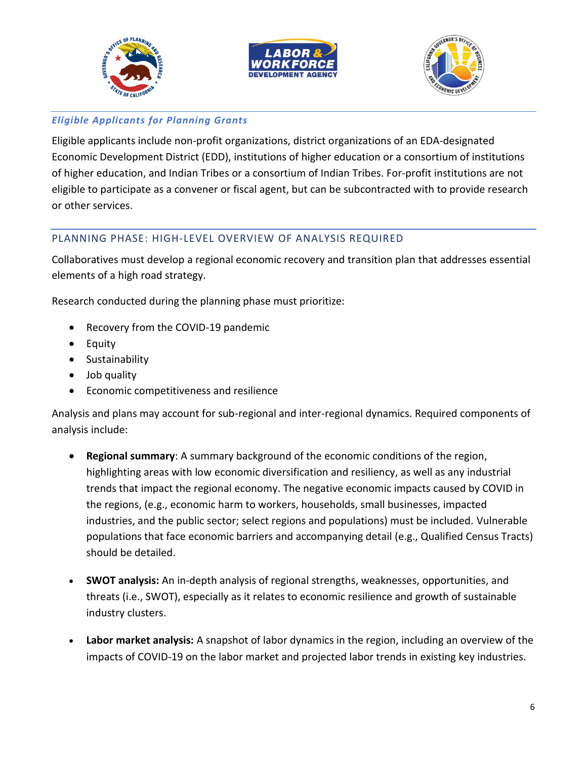### *Eligible Applicants for Planning Grants*

Eligible applicants include non-profit organizations, district organizations of an EDA-designated Economic Development District (EDD), institutions of higher education or a consortium of institutions of higher education, and Indian Tribes or a consortium of Indian Tribes. For-profit institutions are not eligible to participate as a convener or fiscal agent, but can be subcontracted with to provide research or other services.

## PLANNING PHASE: HIGH-LEVEL OVERVIEW OF ANALYSIS REQUIRED

Collaboratives must develop a regional economic recovery and transition plan that addresses essential elements of a high road strategy.

Research conducted during the planning phase must prioritize:

- Recovery from the COVID-19 pandemic
- Equity
- Sustainability
- Job quality
- Economic competitiveness and resilience

Analysis and plans may account for sub-regional and inter-regional dynamics. Required components of analysis include:

- **Regional summary**: A summary background of the economic conditions of the region, highlighting areas with low economic diversification and resiliency, as well as any industrial trends that impact the regional economy. The negative economic impacts caused by COVID in the regions, (e.g., economic harm to workers, households, small businesses, impacted industries, and the public sector; select regions and populations) must be included. Vulnerable populations that face economic barriers and accompanying detail (e.g., Qualified Census Tracts) should be detailed.

- **SWOT analysis:** An in-depth analysis of regional strengths, weaknesses, opportunities, and threats (i.e., SWOT), especially as it relates to economic resilience and growth of sustainable industry clusters.

- **Labor market analysis:** A snapshot of labor dynamics in the region, including an overview of the impacts of COVID-19 on the labor market and projected labor trends in existing key industries.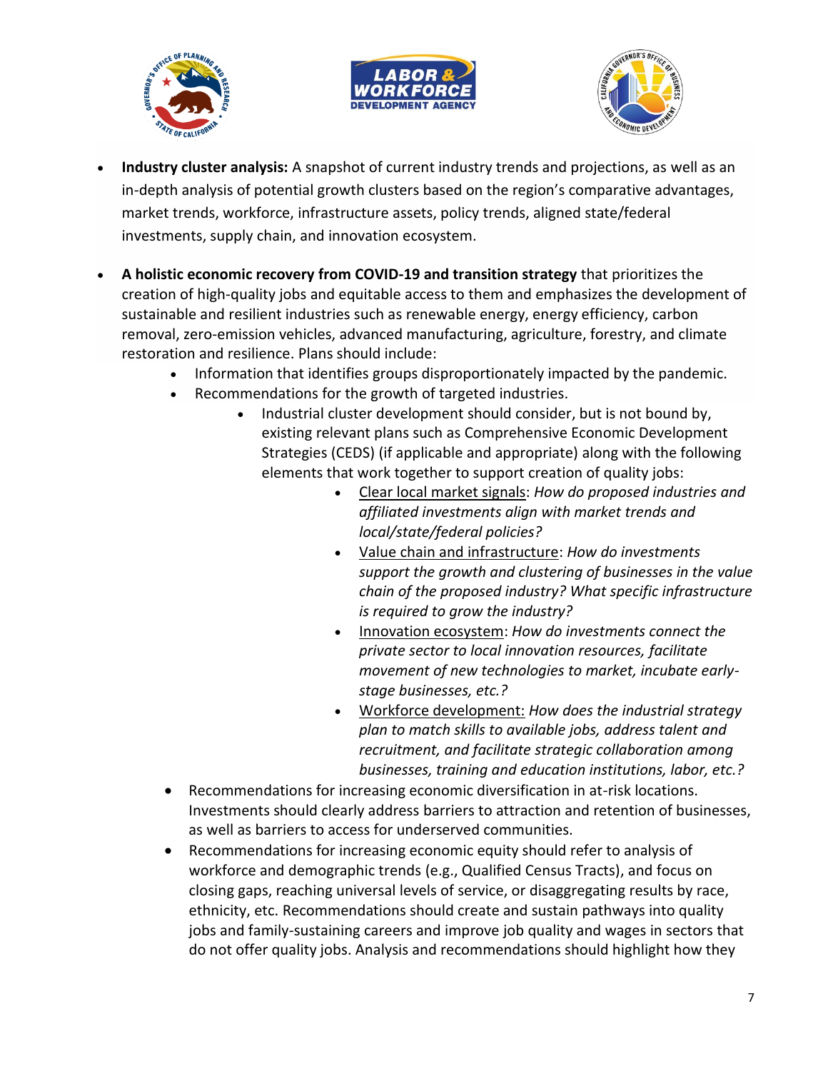- **Industry cluster analysis:** A snapshot of current industry trends and projections, as well as an in-depth analysis of potential growth clusters based on the region's comparative advantages, market trends, workforce, infrastructure assets, policy trends, aligned state/federal investments, supply chain, and innovation ecosystem.
- **A holistic economic recovery from COVID-19 and transition strategy** that prioritizes the creation of high-quality jobs and equitable access to them and emphasizes the development of sustainable and resilient industries such as renewable energy, energy efficiency, carbon removal, zero-emission vehicles, advanced manufacturing, agriculture, forestry, and climate restoration and resilience. Plans should include:
    - Information that identifies groups disproportionately impacted by the pandemic.
    - Recommendations for the growth of targeted industries.
        - Industrial cluster development should consider, but is not bound by, existing relevant plans such as Comprehensive Economic Development Strategies (CEDS) (if applicable and appropriate) along with the following elements that work together to support creation of quality jobs:
            - <u>Clear local market signals</u>: *How do proposed industries and affiliated investments align with market trends and local/state/federal policies?*
            - <u>Value chain and infrastructure</u>: *How do investments support the growth and clustering of businesses in the value chain of the proposed industry? What specific infrastructure is required to grow the industry?*
            - <u>Innovation ecosystem</u>: *How do investments connect the private sector to local innovation resources, facilitate movement of new technologies to market, incubate early-stage businesses, etc.?*
            - <u>Workforce development:</u> *How does the industrial strategy plan to match skills to available jobs, address talent and recruitment, and facilitate strategic collaboration among businesses, training and education institutions, labor, etc.?*
    - Recommendations for increasing economic diversification in at-risk locations. Investments should clearly address barriers to attraction and retention of businesses, as well as barriers to access for underserved communities.
    - Recommendations for increasing economic equity should refer to analysis of workforce and demographic trends (e.g., Qualified Census Tracts), and focus on closing gaps, reaching universal levels of service, or disaggregating results by race, ethnicity, etc. Recommendations should create and sustain pathways into quality jobs and family-sustaining careers and improve job quality and wages in sectors that do not offer quality jobs. Analysis and recommendations should highlight how they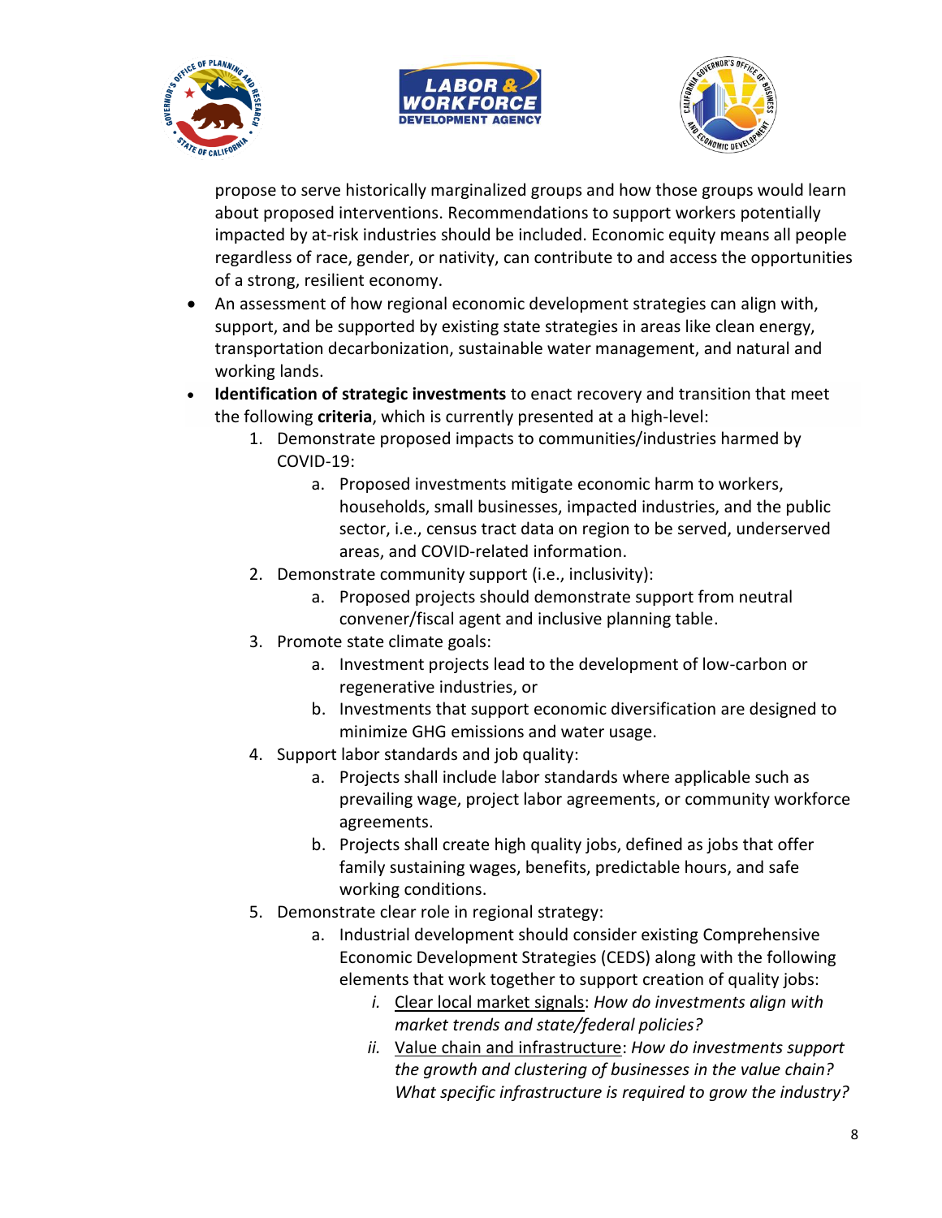propose to serve historically marginalized groups and how those groups would learn about proposed interventions. Recommendations to support workers potentially impacted by at-risk industries should be included. Economic equity means all people regardless of race, gender, or nativity, can contribute to and access the opportunities of a strong, resilient economy.

- An assessment of how regional economic development strategies can align with, support, and be supported by existing state strategies in areas like clean energy, transportation decarbonization, sustainable water management, and natural and working lands.
- **Identification of strategic investments** to enact recovery and transition that meet the following **criteria**, which is currently presented at a high-level:
    1. Demonstrate proposed impacts to communities/industries harmed by COVID-19:
        a. Proposed investments mitigate economic harm to workers, households, small businesses, impacted industries, and the public sector, i.e., census tract data on region to be served, underserved areas, and COVID-related information.
    2. Demonstrate community support (i.e., inclusivity):
        a. Proposed projects should demonstrate support from neutral convener/fiscal agent and inclusive planning table.
    3. Promote state climate goals:
        a. Investment projects lead to the development of low-carbon or regenerative industries, or
        b. Investments that support economic diversification are designed to minimize GHG emissions and water usage.
    4. Support labor standards and job quality:
        a. Projects shall include labor standards where applicable such as prevailing wage, project labor agreements, or community workforce agreements.
        b. Projects shall create high quality jobs, defined as jobs that offer family sustaining wages, benefits, predictable hours, and safe working conditions.
    5. Demonstrate clear role in regional strategy:
        a. Industrial development should consider existing Comprehensive Economic Development Strategies (CEDS) along with the following elements that work together to support creation of quality jobs:
            i. <u>Clear local market signals</u>: *How do investments align with market trends and state/federal policies?*
            ii. <u>Value chain and infrastructure</u>: *How do investments support the growth and clustering of businesses in the value chain? What specific infrastructure is required to grow the industry?*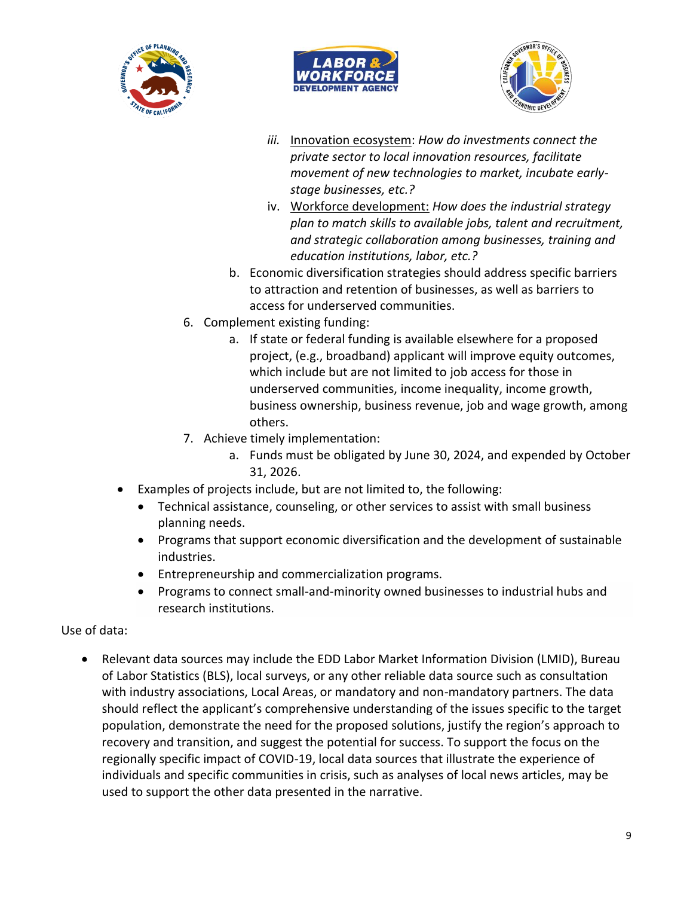iii. <u>Innovation ecosystem</u>: *How do investments connect the private sector to local innovation resources, facilitate movement of new technologies to market, incubate early-stage businesses, etc.?*

   iv. <u>Workforce development:</u> *How does the industrial strategy plan to match skills to available jobs, talent and recruitment, and strategic collaboration among businesses, training and education institutions, labor, etc.?*

   b. Economic diversification strategies should address specific barriers to attraction and retention of businesses, as well as barriers to access for underserved communities.

6. Complement existing funding:
   a. If state or federal funding is available elsewhere for a proposed project, (e.g., broadband) applicant will improve equity outcomes, which include but are not limited to job access for those in underserved communities, income inequality, income growth, business ownership, business revenue, job and wage growth, among others.

7. Achieve timely implementation:
   a. Funds must be obligated by June 30, 2024, and expended by October 31, 2026.

- Examples of projects include, but are not limited to, the following:
  - Technical assistance, counseling, or other services to assist with small business planning needs.
  - Programs that support economic diversification and the development of sustainable industries.
  - Entrepreneurship and commercialization programs.
  - Programs to connect small-and-minority owned businesses to industrial hubs and research institutions.

Use of data:

- Relevant data sources may include the EDD Labor Market Information Division (LMID), Bureau of Labor Statistics (BLS), local surveys, or any other reliable data source such as consultation with industry associations, Local Areas, or mandatory and non-mandatory partners. The data should reflect the applicant's comprehensive understanding of the issues specific to the target population, demonstrate the need for the proposed solutions, justify the region's approach to recovery and transition, and suggest the potential for success. To support the focus on the regionally specific impact of COVID-19, local data sources that illustrate the experience of individuals and specific communities in crisis, such as analyses of local news articles, may be used to support the other data presented in the narrative.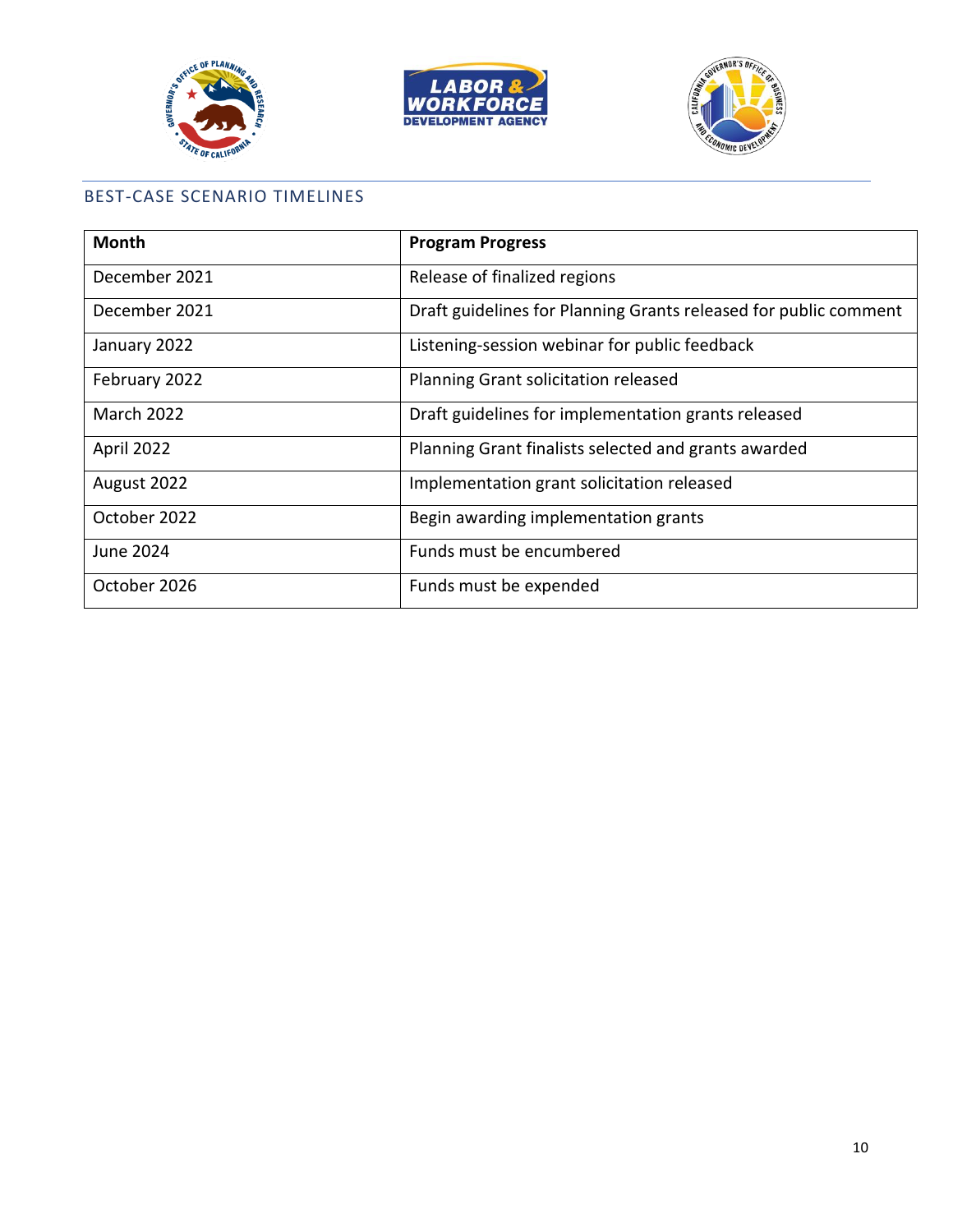## BEST-CASE SCENARIO TIMELINES

| Month | Program Progress |
|---|---|
| December 2021 | Release of finalized regions |
| December 2021 | Draft guidelines for Planning Grants released for public comment |
| January 2022 | Listening-session webinar for public feedback |
| February 2022 | Planning Grant solicitation released |
| March 2022 | Draft guidelines for implementation grants released |
| April 2022 | Planning Grant finalists selected and grants awarded |
| August 2022 | Implementation grant solicitation released |
| October 2022 | Begin awarding implementation grants |
| June 2024 | Funds must be encumbered |
| October 2026 | Funds must be expended |